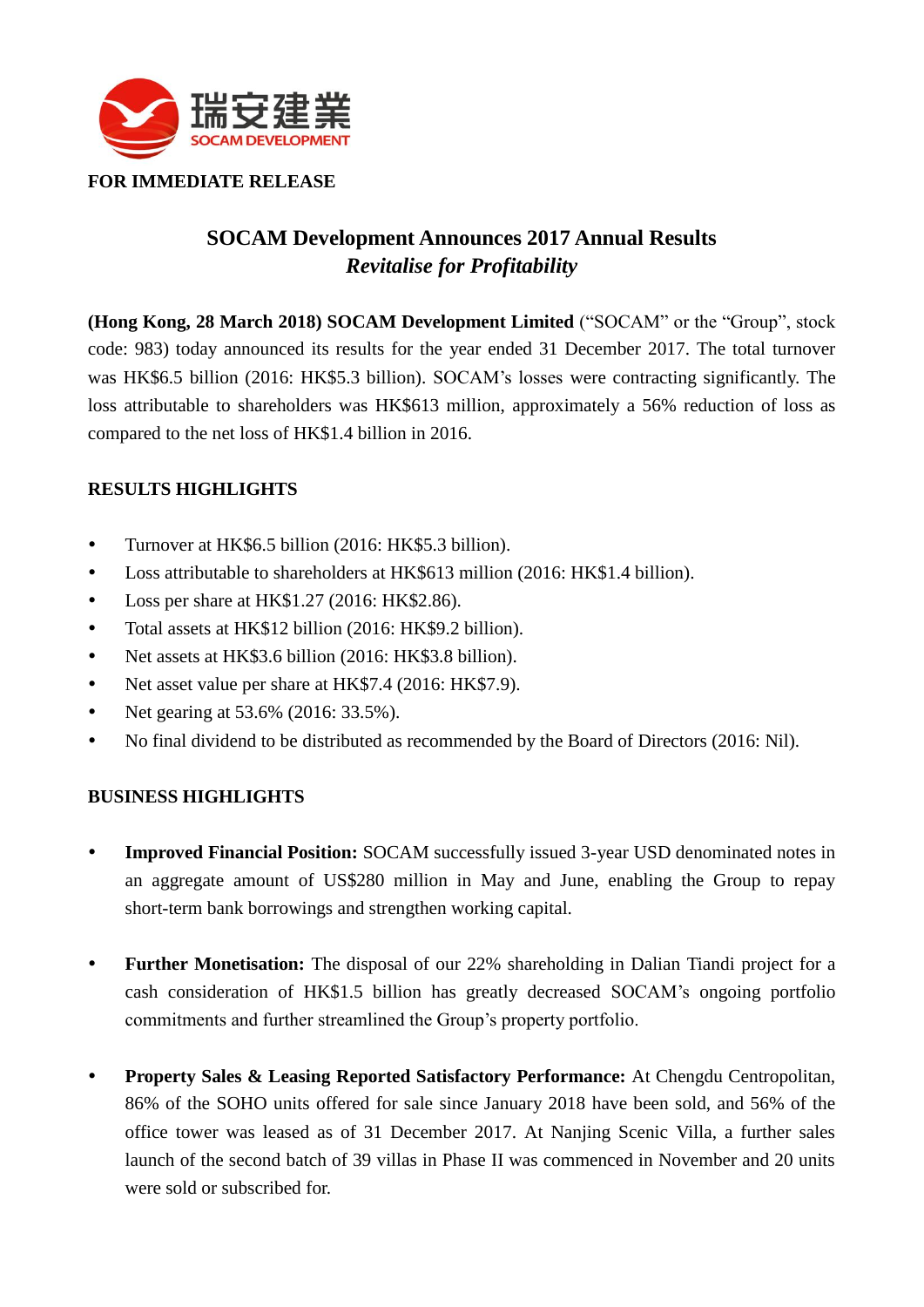瑞安建業
SOCAM DEVELOPMENT

**FOR IMMEDIATE RELEASE**

# SOCAM Development Announces 2017 Annual Results

## *Revitalise for Profitability*

**(Hong Kong, 28 March 2018) SOCAM Development Limited** ("SOCAM" or the "Group", stock code: 983) today announced its results for the year ended 31 December 2017. The total turnover was HK$6.5 billion (2016: HK$5.3 billion). SOCAM's losses were contracting significantly. The loss attributable to shareholders was HK$613 million, approximately a 56% reduction of loss as compared to the net loss of HK$1.4 billion in 2016.

### RESULTS HIGHLIGHTS

- Turnover at HK$6.5 billion (2016: HK$5.3 billion).
- Loss attributable to shareholders at HK$613 million (2016: HK$1.4 billion).
- Loss per share at HK$1.27 (2016: HK$2.86).
- Total assets at HK$12 billion (2016: HK$9.2 billion).
- Net assets at HK$3.6 billion (2016: HK$3.8 billion).
- Net asset value per share at HK$7.4 (2016: HK$7.9).
- Net gearing at 53.6% (2016: 33.5%).
- No final dividend to be distributed as recommended by the Board of Directors (2016: Nil).

### BUSINESS HIGHLIGHTS

- **Improved Financial Position:** SOCAM successfully issued 3-year USD denominated notes in an aggregate amount of US$280 million in May and June, enabling the Group to repay short-term bank borrowings and strengthen working capital.

- **Further Monetisation:** The disposal of our 22% shareholding in Dalian Tiandi project for a cash consideration of HK$1.5 billion has greatly decreased SOCAM's ongoing portfolio commitments and further streamlined the Group's property portfolio.

- **Property Sales & Leasing Reported Satisfactory Performance:** At Chengdu Centropolitan, 86% of the SOHO units offered for sale since January 2018 have been sold, and 56% of the office tower was leased as of 31 December 2017. At Nanjing Scenic Villa, a further sales launch of the second batch of 39 villas in Phase II was commenced in November and 20 units were sold or subscribed for.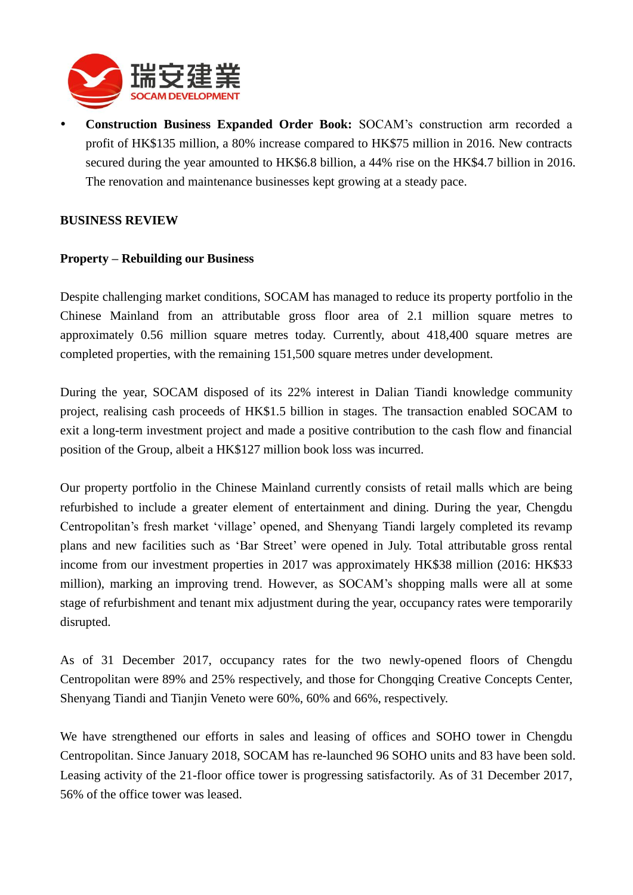- **Construction Business Expanded Order Book:** SOCAM's construction arm recorded a profit of HK$135 million, a 80% increase compared to HK$75 million in 2016. New contracts secured during the year amounted to HK$6.8 billion, a 44% rise on the HK$4.7 billion in 2016. The renovation and maintenance businesses kept growing at a steady pace.

**BUSINESS REVIEW**

**Property – Rebuilding our Business**

Despite challenging market conditions, SOCAM has managed to reduce its property portfolio in the Chinese Mainland from an attributable gross floor area of 2.1 million square metres to approximately 0.56 million square metres today. Currently, about 418,400 square metres are completed properties, with the remaining 151,500 square metres under development.

During the year, SOCAM disposed of its 22% interest in Dalian Tiandi knowledge community project, realising cash proceeds of HK$1.5 billion in stages. The transaction enabled SOCAM to exit a long-term investment project and made a positive contribution to the cash flow and financial position of the Group, albeit a HK$127 million book loss was incurred.

Our property portfolio in the Chinese Mainland currently consists of retail malls which are being refurbished to include a greater element of entertainment and dining. During the year, Chengdu Centropolitan's fresh market 'village' opened, and Shenyang Tiandi largely completed its revamp plans and new facilities such as 'Bar Street' were opened in July. Total attributable gross rental income from our investment properties in 2017 was approximately HK$38 million (2016: HK$33 million), marking an improving trend. However, as SOCAM's shopping malls were all at some stage of refurbishment and tenant mix adjustment during the year, occupancy rates were temporarily disrupted.

As of 31 December 2017, occupancy rates for the two newly-opened floors of Chengdu Centropolitan were 89% and 25% respectively, and those for Chongqing Creative Concepts Center, Shenyang Tiandi and Tianjin Veneto were 60%, 60% and 66%, respectively.

We have strengthened our efforts in sales and leasing of offices and SOHO tower in Chengdu Centropolitan. Since January 2018, SOCAM has re-launched 96 SOHO units and 83 have been sold. Leasing activity of the 21-floor office tower is progressing satisfactorily. As of 31 December 2017, 56% of the office tower was leased.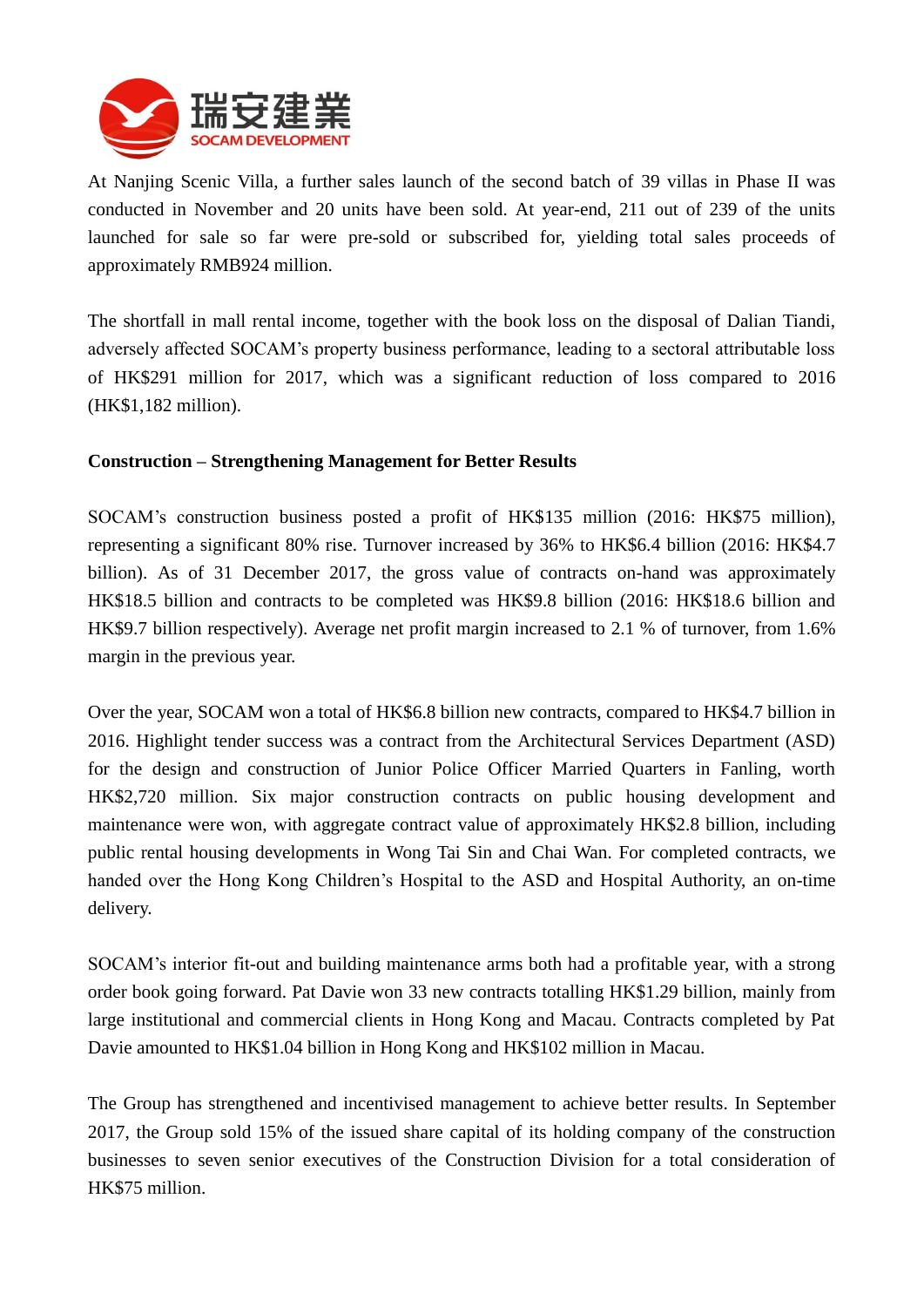At Nanjing Scenic Villa, a further sales launch of the second batch of 39 villas in Phase II was conducted in November and 20 units have been sold. At year-end, 211 out of 239 of the units launched for sale so far were pre-sold or subscribed for, yielding total sales proceeds of approximately RMB924 million.

The shortfall in mall rental income, together with the book loss on the disposal of Dalian Tiandi, adversely affected SOCAM's property business performance, leading to a sectoral attributable loss of HK$291 million for 2017, which was a significant reduction of loss compared to 2016 (HK$1,182 million).

**Construction – Strengthening Management for Better Results**

SOCAM's construction business posted a profit of HK$135 million (2016: HK$75 million), representing a significant 80% rise. Turnover increased by 36% to HK$6.4 billion (2016: HK$4.7 billion). As of 31 December 2017, the gross value of contracts on-hand was approximately HK$18.5 billion and contracts to be completed was HK$9.8 billion (2016: HK$18.6 billion and HK$9.7 billion respectively). Average net profit margin increased to 2.1 % of turnover, from 1.6% margin in the previous year.

Over the year, SOCAM won a total of HK$6.8 billion new contracts, compared to HK$4.7 billion in 2016. Highlight tender success was a contract from the Architectural Services Department (ASD) for the design and construction of Junior Police Officer Married Quarters in Fanling, worth HK$2,720 million. Six major construction contracts on public housing development and maintenance were won, with aggregate contract value of approximately HK$2.8 billion, including public rental housing developments in Wong Tai Sin and Chai Wan. For completed contracts, we handed over the Hong Kong Children's Hospital to the ASD and Hospital Authority, an on-time delivery.

SOCAM's interior fit-out and building maintenance arms both had a profitable year, with a strong order book going forward. Pat Davie won 33 new contracts totalling HK$1.29 billion, mainly from large institutional and commercial clients in Hong Kong and Macau. Contracts completed by Pat Davie amounted to HK$1.04 billion in Hong Kong and HK$102 million in Macau.

The Group has strengthened and incentivised management to achieve better results. In September 2017, the Group sold 15% of the issued share capital of its holding company of the construction businesses to seven senior executives of the Construction Division for a total consideration of HK$75 million.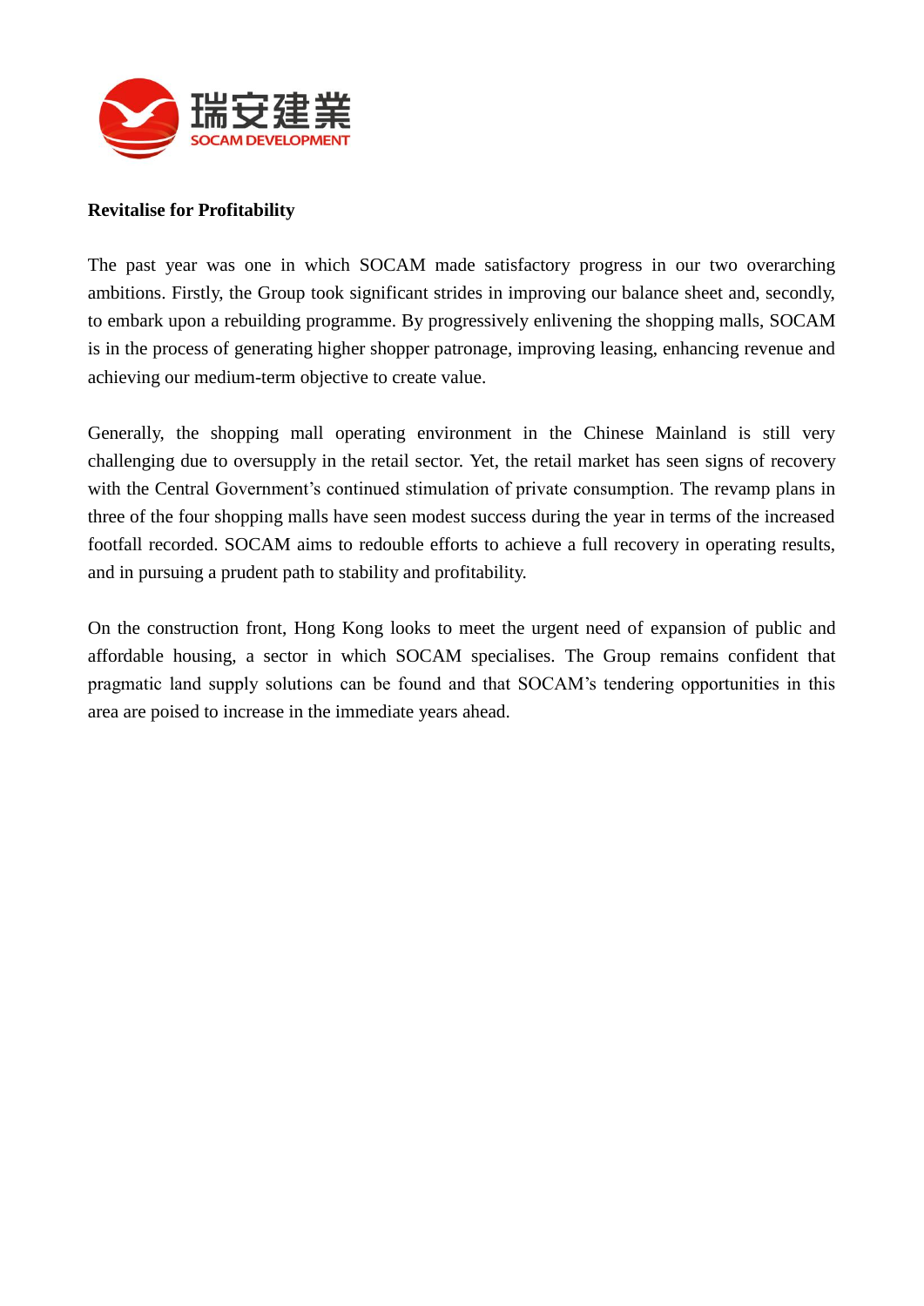**Revitalise for Profitability**

The past year was one in which SOCAM made satisfactory progress in our two overarching ambitions. Firstly, the Group took significant strides in improving our balance sheet and, secondly, to embark upon a rebuilding programme. By progressively enlivening the shopping malls, SOCAM is in the process of generating higher shopper patronage, improving leasing, enhancing revenue and achieving our medium-term objective to create value.

Generally, the shopping mall operating environment in the Chinese Mainland is still very challenging due to oversupply in the retail sector. Yet, the retail market has seen signs of recovery with the Central Government's continued stimulation of private consumption. The revamp plans in three of the four shopping malls have seen modest success during the year in terms of the increased footfall recorded. SOCAM aims to redouble efforts to achieve a full recovery in operating results, and in pursuing a prudent path to stability and profitability.

On the construction front, Hong Kong looks to meet the urgent need of expansion of public and affordable housing, a sector in which SOCAM specialises. The Group remains confident that pragmatic land supply solutions can be found and that SOCAM's tendering opportunities in this area are poised to increase in the immediate years ahead.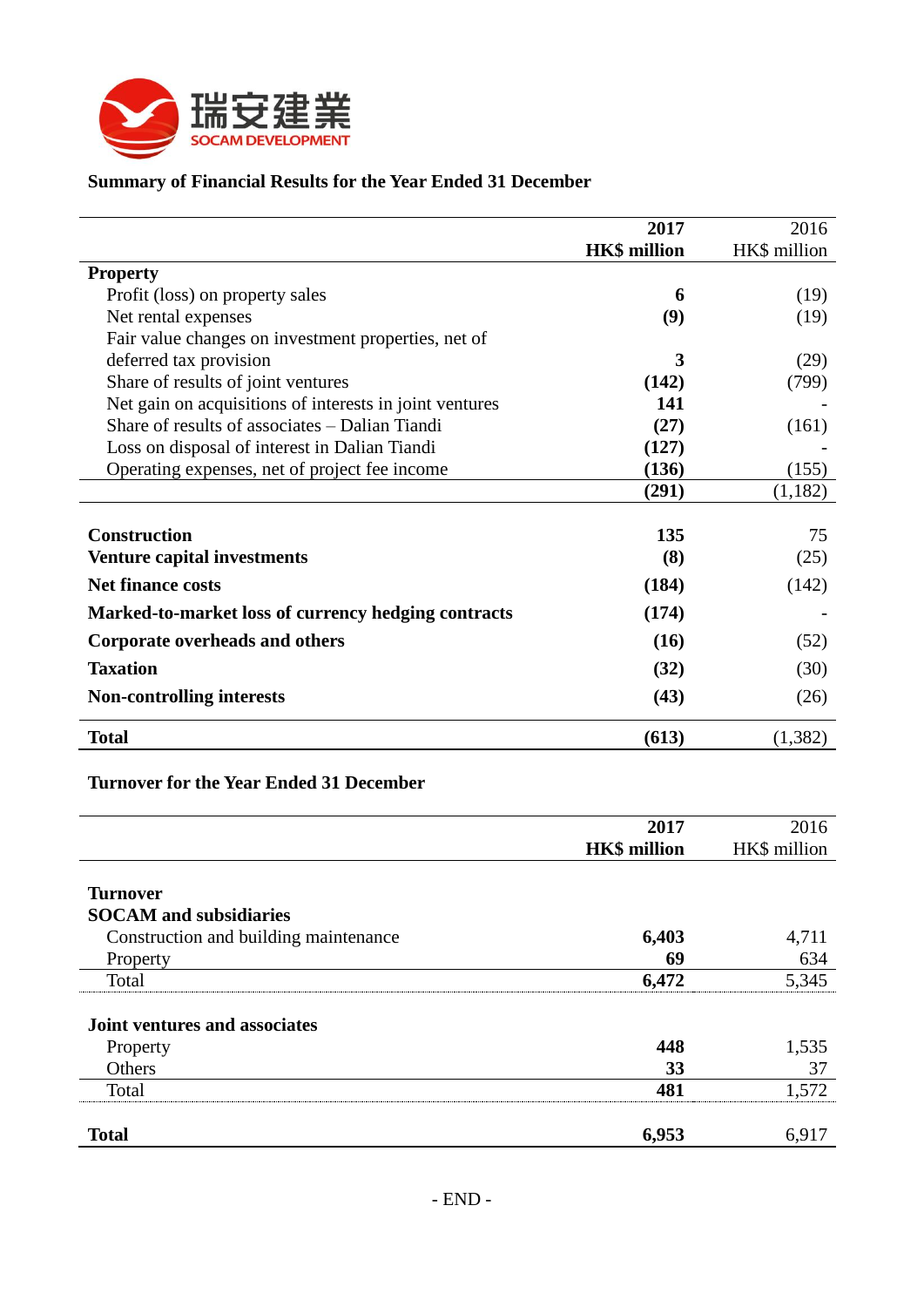瑞安建業
SOCAM DEVELOPMENT

## Summary of Financial Results for the Year Ended 31 December

| | **2017 HK$ million** | 2016 HK$ million |
|---|---|---|
| **Property** | | |
| Profit (loss) on property sales | **6** | (19) |
| Net rental expenses | **(9)** | (19) |
| Fair value changes on investment properties, net of deferred tax provision | **3** | (29) |
| Share of results of joint ventures | **(142)** | (799) |
| Net gain on acquisitions of interests in joint ventures | **141** | - |
| Share of results of associates – Dalian Tiandi | **(27)** | (161) |
| Loss on disposal of interest in Dalian Tiandi | **(127)** | - |
| Operating expenses, net of project fee income | **(136)** | (155) |
| | **(291)** | (1,182) |
| **Construction** | **135** | 75 |
| **Venture capital investments** | **(8)** | (25) |
| **Net finance costs** | **(184)** | (142) |
| **Marked-to-market loss of currency hedging contracts** | **(174)** | - |
| **Corporate overheads and others** | **(16)** | (52) |
| **Taxation** | **(32)** | (30) |
| **Non-controlling interests** | **(43)** | (26) |
| **Total** | **(613)** | (1,382) |

## Turnover for the Year Ended 31 December

| | **2017 HK$ million** | 2016 HK$ million |
|---|---|---|
| **Turnover** | | |
| **SOCAM and subsidiaries** | | |
| Construction and building maintenance | **6,403** | 4,711 |
| Property | **69** | 634 |
| Total | **6,472** | 5,345 |
| **Joint ventures and associates** | | |
| Property | **448** | 1,535 |
| Others | **33** | 37 |
| Total | **481** | 1,572 |
| **Total** | **6,953** | 6,917 |

- END -